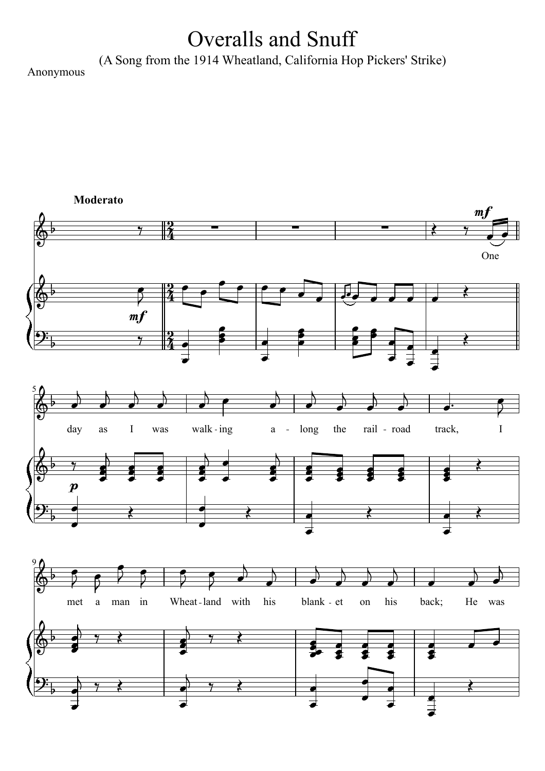# Overalls and Snuff

(A Song from the 1914 Wheatland, California Hop Pickers' Strike)

Anonymous

**Moderato**

One day as I was walk-ing a-long the rail-road track, I met a man in Wheat-land with his blank-et on his back; He was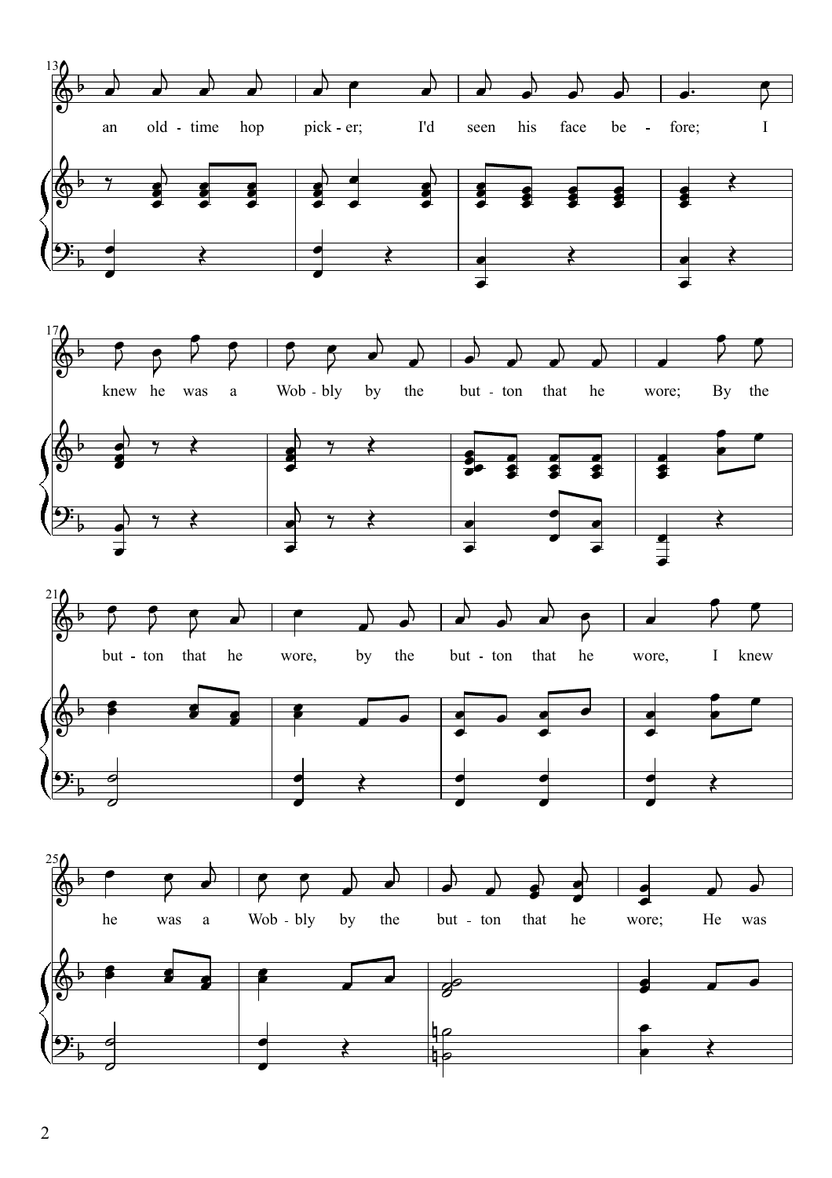an old - time hop pick - er; I'd seen his face be - fore; I

knew he was a Wob - bly by the but - ton that he wore; By the

but - ton that he wore, by the but - ton that he wore, I knew

he was a Wob - bly by the but - ton that he wore; He was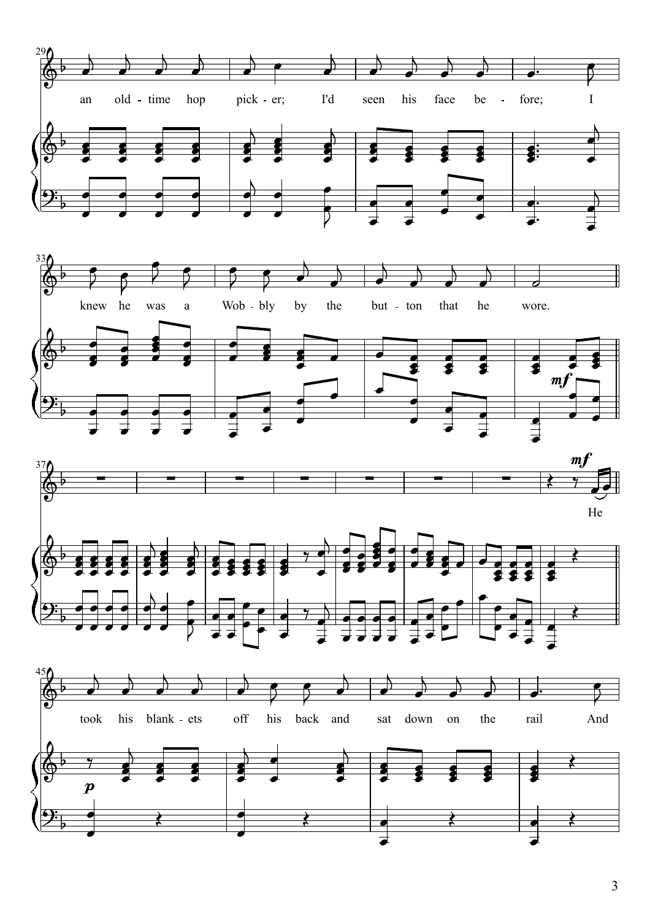an old-time hop picker; I'd seen his face before; I knew he was a Wobbly by the button that he wore.

He took his blankets off his back and sat down on the rail And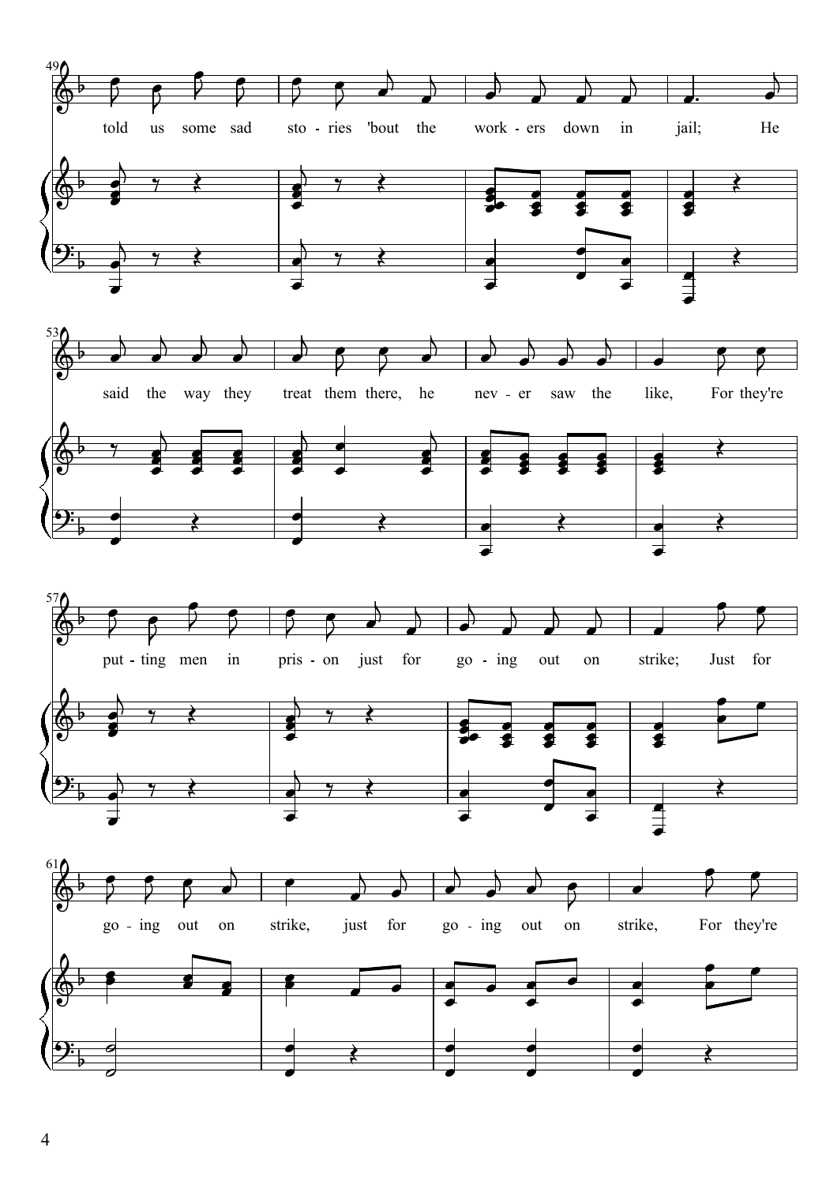told us some sad sto - ries 'bout the work - ers down in jail; He

said the way they treat them there, he nev - er saw the like, For they're

put - ting men in pris - on just for go - ing out on strike; Just for

go - ing out on strike, just for go - ing out on strike, For they're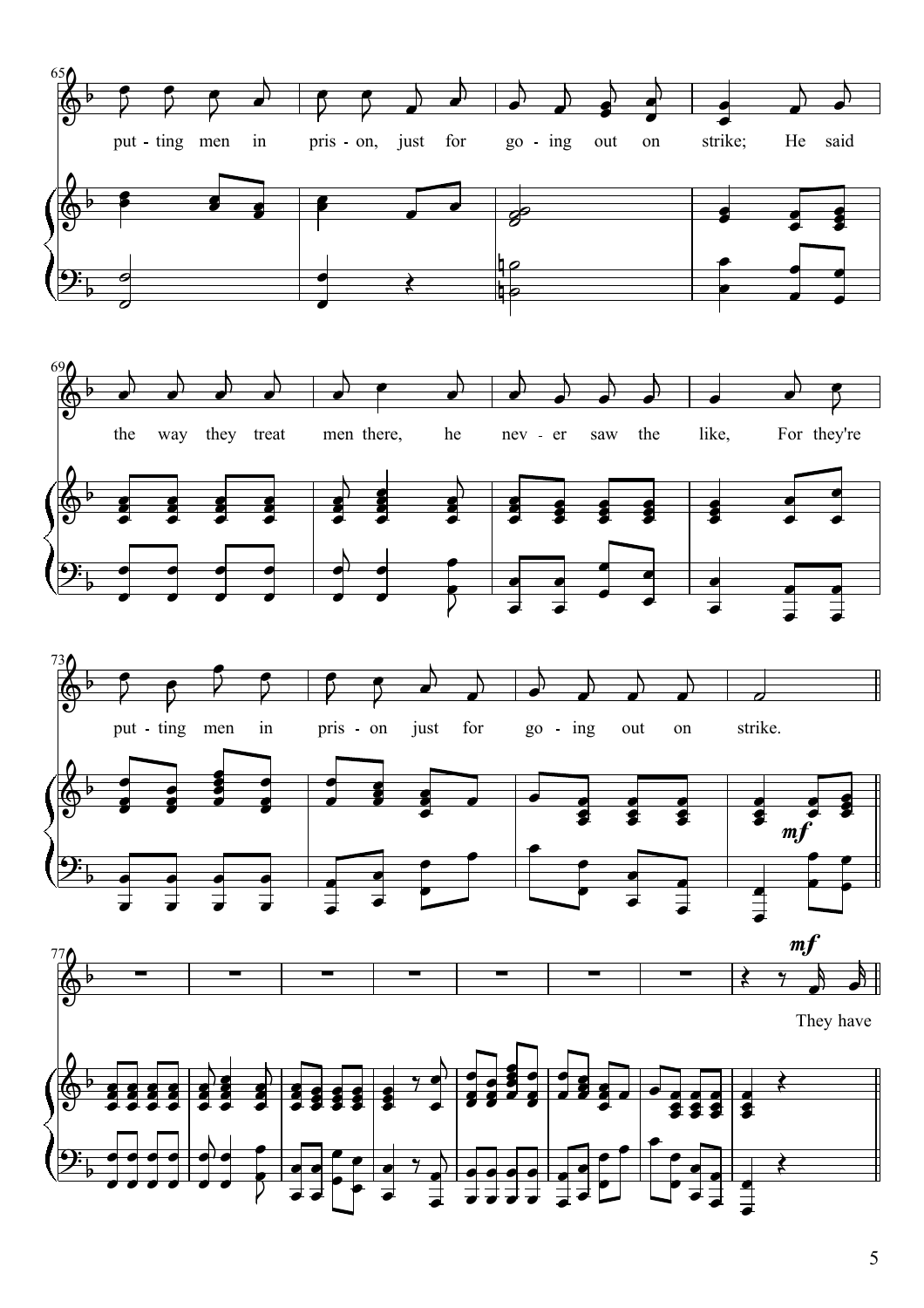put - ting men in pris - on, just for go - ing out on strike; He said

the way they treat men there, he nev - er saw the like, For they're

put - ting men in pris - on just for go - ing out on strike.

They have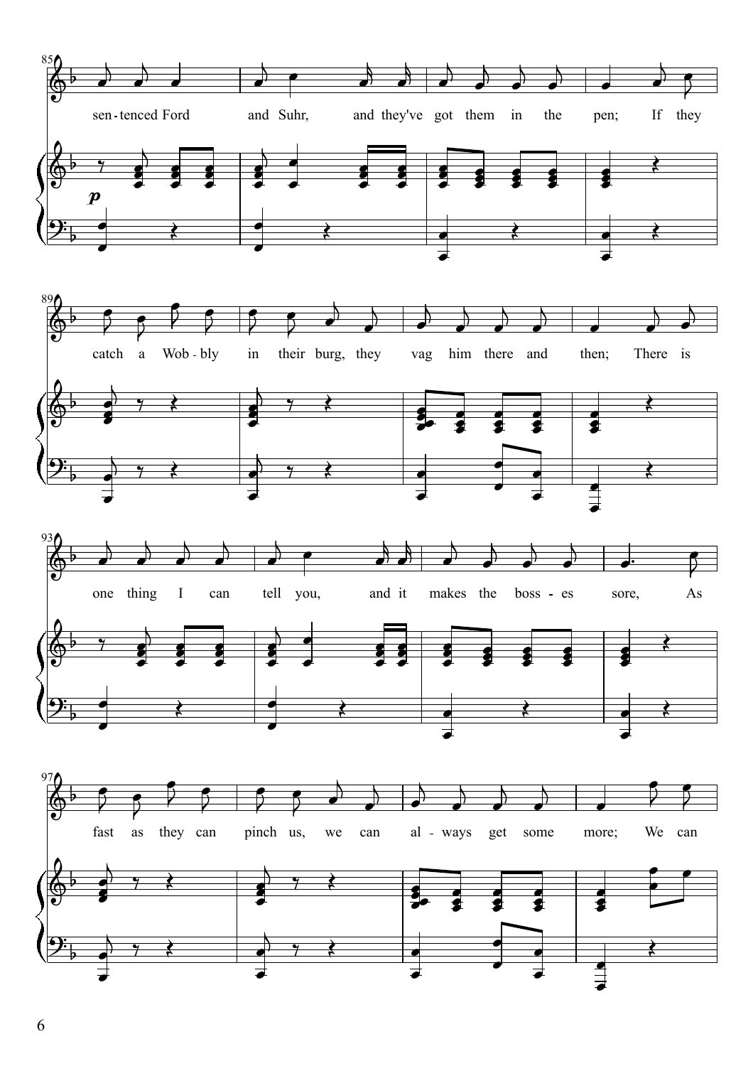sen-tenced Ford and Suhr, and they've got them in the pen; If they

catch a Wob-bly in their burg, they vag him there and then; There is

one thing I can tell you, and it makes the boss-es sore, As

fast as they can pinch us, we can al-ways get some more; We can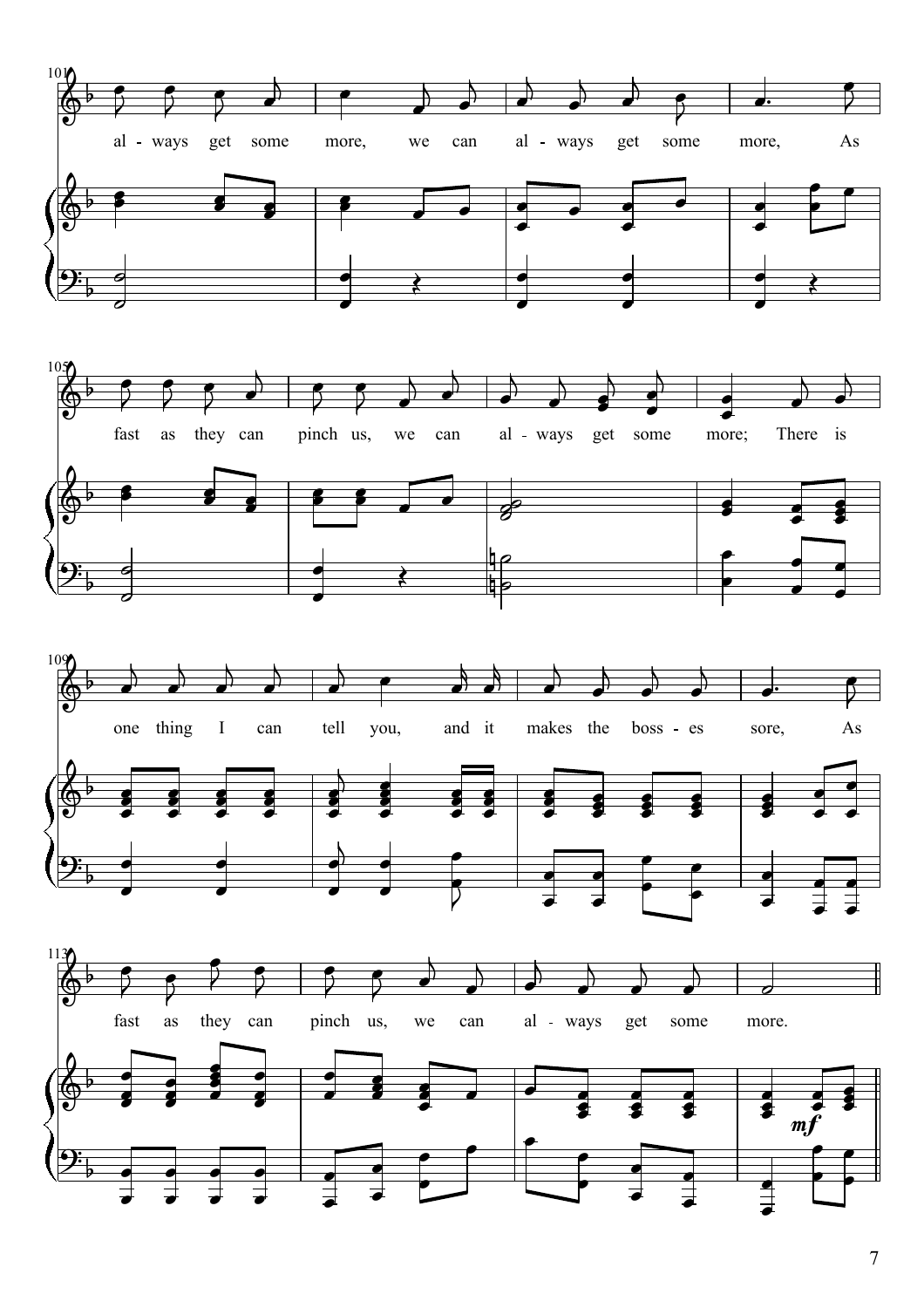always get some more, we can always get some more, As

fast as they can pinch us, we can always get some more; There is

one thing I can tell you, and it makes the bosses sore, As

fast as they can pinch us, we can always get some more.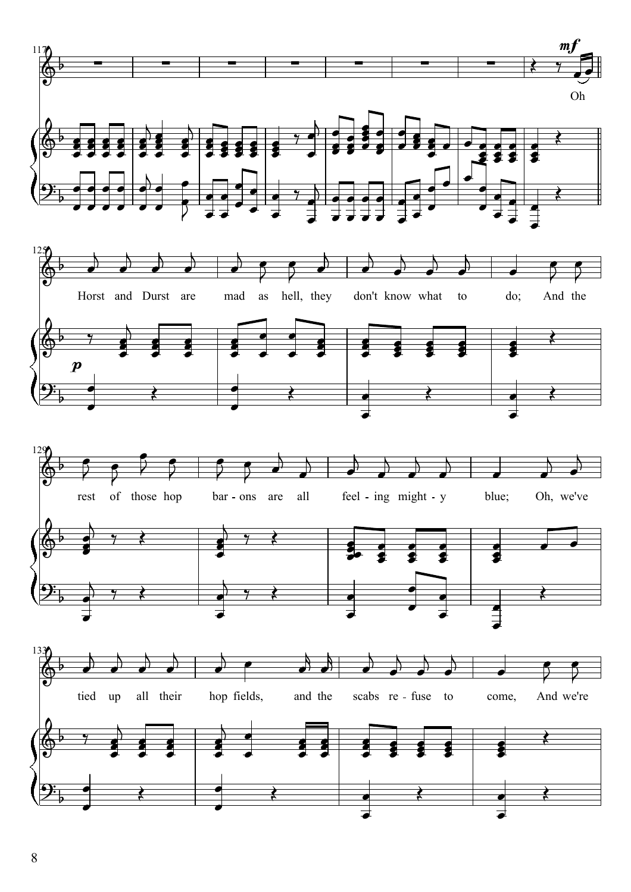Oh

Horst and Durst are mad as hell, they don't know what to do; And the rest of those hop bar - ons are all feel - ing might - y blue; Oh, we've tied up all their hop fields, and the scabs re - fuse to come, And we're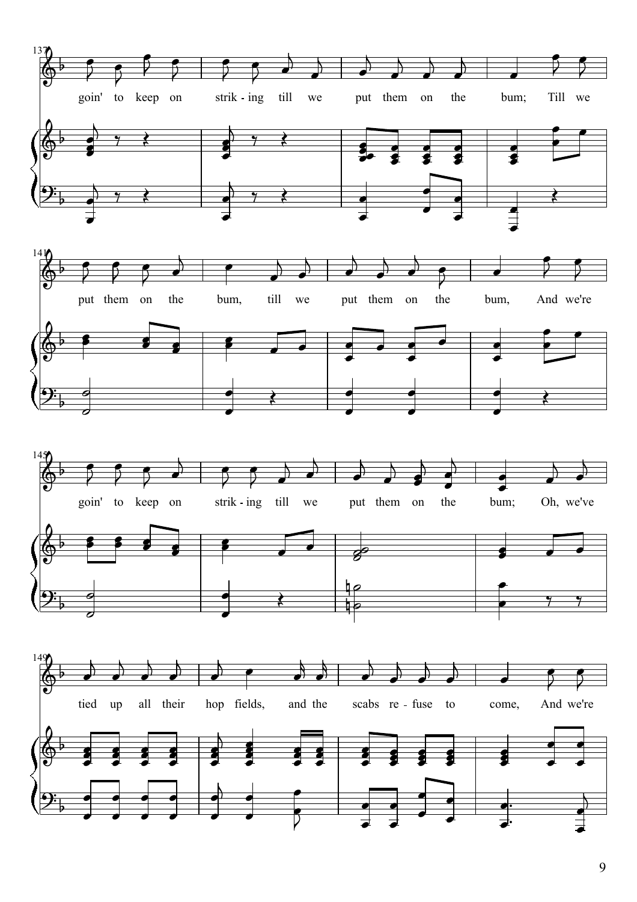137

goin' to keep on strik - ing till we put them on the bum; Till we

141

put them on the bum, till we put them on the bum, And we're

145

goin' to keep on strik - ing till we put them on the bum; Oh, we've

149

tied up all their hop fields, and the scabs re - fuse to come, And we're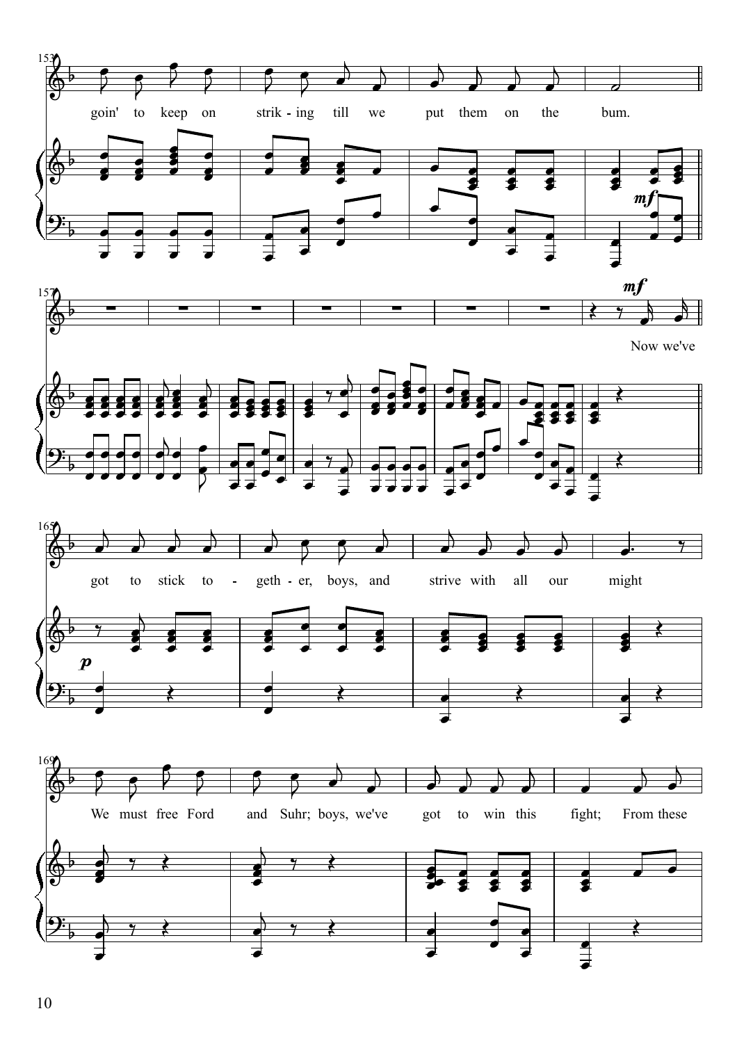goin' to keep on strik - ing till we put them on the bum.

Now we've

got to stick to - geth - er, boys, and strive with all our might

We must free Ford and Suhr; boys, we've got to win this fight; From these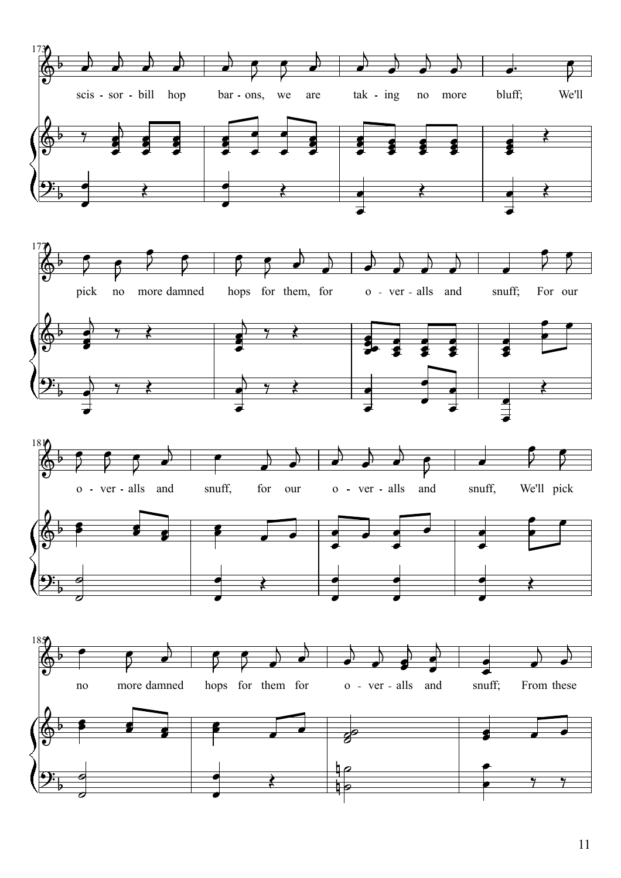scis - sor - bill hop bar - ons, we are tak - ing no more bluff; We'll

pick no more damned hops for them, for o - ver - alls and snuff; For our

o - ver - alls and snuff, for our o - ver - alls and snuff, We'll pick

no more damned hops for them for o - ver - alls and snuff; From these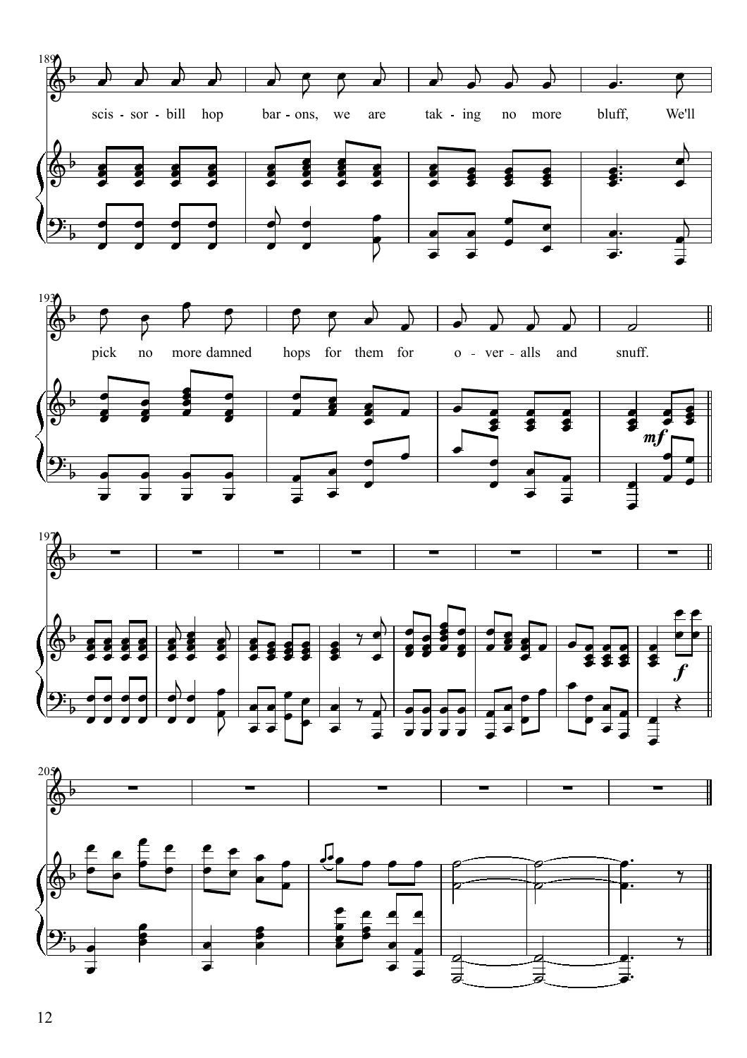scis - sor - bill hop bar - ons, we are tak - ing no more bluff, We'll

pick no more damned hops for them for o - ver - alls and snuff.